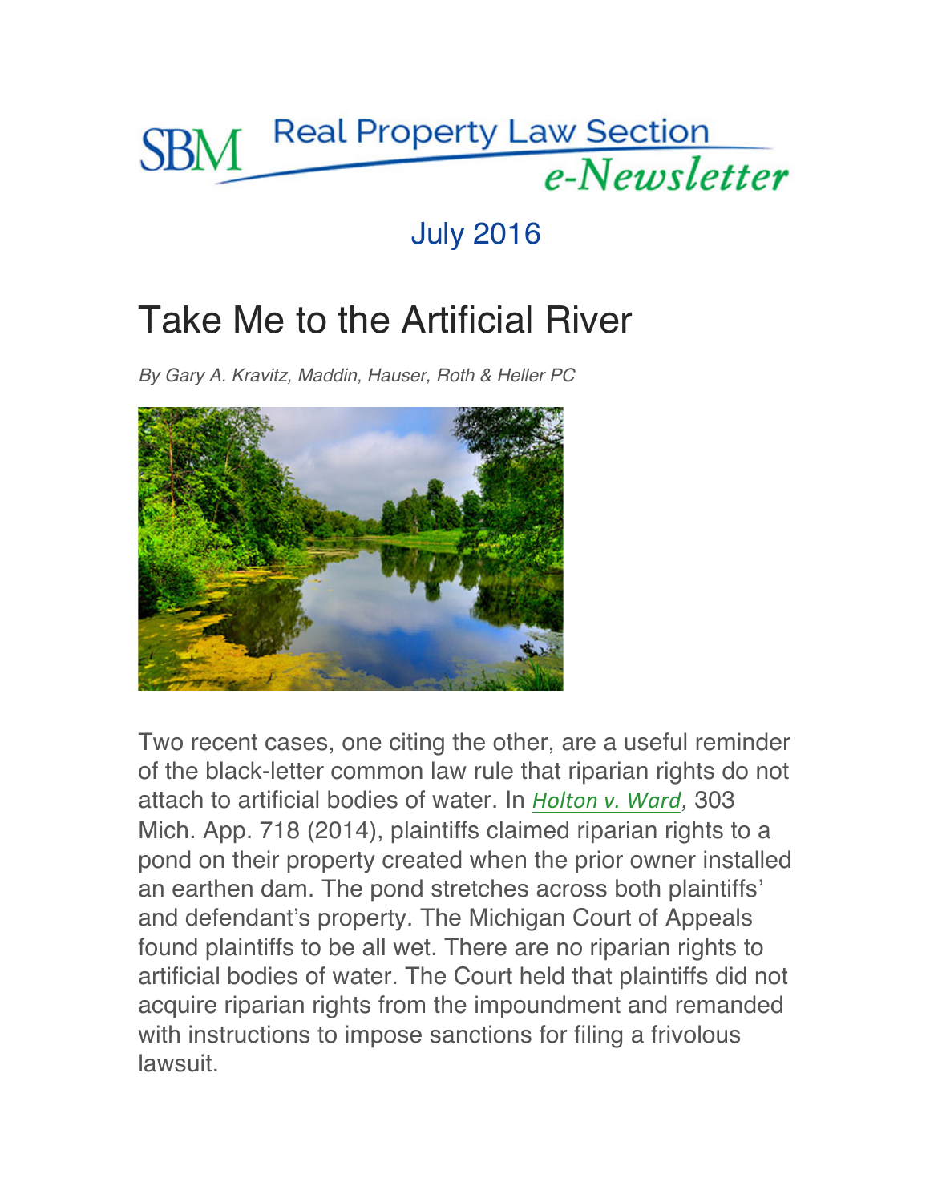# SBM Real Property Law Section e-Newsletter

July 2016

## Take Me to the Artificial River

*By Gary A. Kravitz, Maddin, Hauser, Roth & Heller PC*

Two recent cases, one citing the other, are a useful reminder of the black-letter common law rule that riparian rights do not attach to artificial bodies of water. In *Holton v. Ward*, 303 Mich. App. 718 (2014), plaintiffs claimed riparian rights to a pond on their property created when the prior owner installed an earthen dam. The pond stretches across both plaintiffs' and defendant's property. The Michigan Court of Appeals found plaintiffs to be all wet. There are no riparian rights to artificial bodies of water. The Court held that plaintiffs did not acquire riparian rights from the impoundment and remanded with instructions to impose sanctions for filing a frivolous lawsuit.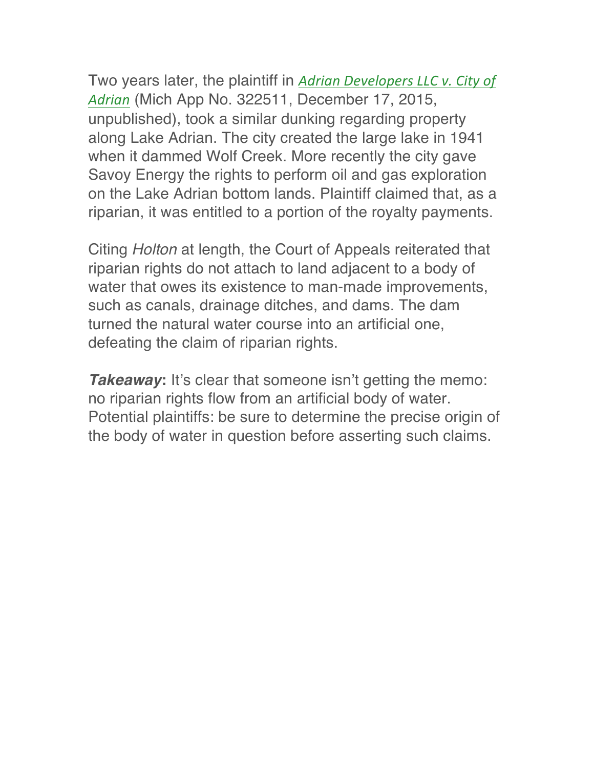Two years later, the plaintiff in *Adrian Developers LLC v. City of Adrian* (Mich App No. 322511, December 17, 2015, unpublished), took a similar dunking regarding property along Lake Adrian. The city created the large lake in 1941 when it dammed Wolf Creek. More recently the city gave Savoy Energy the rights to perform oil and gas exploration on the Lake Adrian bottom lands. Plaintiff claimed that, as a riparian, it was entitled to a portion of the royalty payments.

Citing *Holton* at length, the Court of Appeals reiterated that riparian rights do not attach to land adjacent to a body of water that owes its existence to man-made improvements, such as canals, drainage ditches, and dams. The dam turned the natural water course into an artificial one, defeating the claim of riparian rights.

***Takeaway*:** It's clear that someone isn't getting the memo: no riparian rights flow from an artificial body of water. Potential plaintiffs: be sure to determine the precise origin of the body of water in question before asserting such claims.